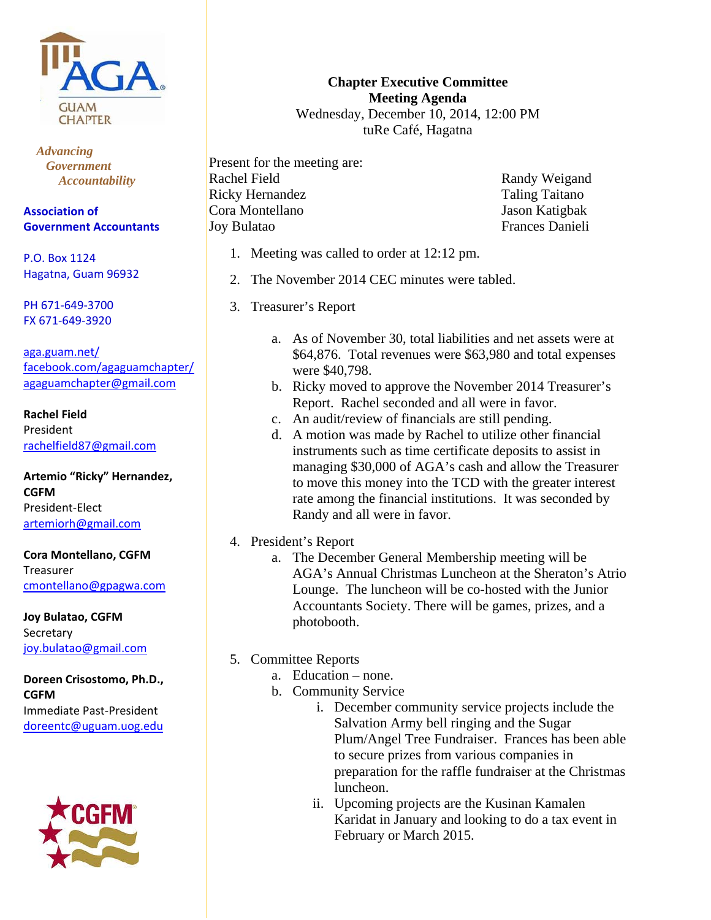AGA GUAM CHAPTER

*Advancing Government Accountability*

**Association of Government Accountants**

P.O. Box 1124
Hagatna, Guam 96932

PH 671-649-3700
FX 671-649-3920

aga.guam.net/
facebook.com/agaguamchapter/
agaguamchapter@gmail.com

**Rachel Field**
President
rachelfield87@gmail.com

**Artemio "Ricky" Hernandez, CGFM**
President-Elect
artemiorh@gmail.com

**Cora Montellano, CGFM**
Treasurer
cmontellano@gpagwa.com

**Joy Bulatao, CGFM**
Secretary
joy.bulatao@gmail.com

**Doreen Crisostomo, Ph.D., CGFM**
Immediate Past-President
doreentc@uguam.uog.edu

**Chapter Executive Committee**
**Meeting Agenda**
Wednesday, December 10, 2014, 12:00 PM
tuRe Café, Hagatna

Present for the meeting are:

Rachel Field
Ricky Hernandez
Cora Montellano
Joy Bulatao
Randy Weigand
Taling Taitano
Jason Katigbak
Frances Danieli

1. Meeting was called to order at 12:12 pm.
2. The November 2014 CEC minutes were tabled.
3. Treasurer's Report
   a. As of November 30, total liabilities and net assets were at $64,876. Total revenues were $63,980 and total expenses were $40,798.
   b. Ricky moved to approve the November 2014 Treasurer's Report. Rachel seconded and all were in favor.
   c. An audit/review of financials are still pending.
   d. A motion was made by Rachel to utilize other financial instruments such as time certificate deposits to assist in managing $30,000 of AGA's cash and allow the Treasurer to move this money into the TCD with the greater interest rate among the financial institutions. It was seconded by Randy and all were in favor.
4. President's Report
   a. The December General Membership meeting will be AGA's Annual Christmas Luncheon at the Sheraton's Atrio Lounge. The luncheon will be co-hosted with the Junior Accountants Society. There will be games, prizes, and a photobooth.
5. Committee Reports
   a. Education – none.
   b. Community Service
      i. December community service projects include the Salvation Army bell ringing and the Sugar Plum/Angel Tree Fundraiser. Frances has been able to secure prizes from various companies in preparation for the raffle fundraiser at the Christmas luncheon.
      ii. Upcoming projects are the Kusinan Kamalen Karidat in January and looking to do a tax event in February or March 2015.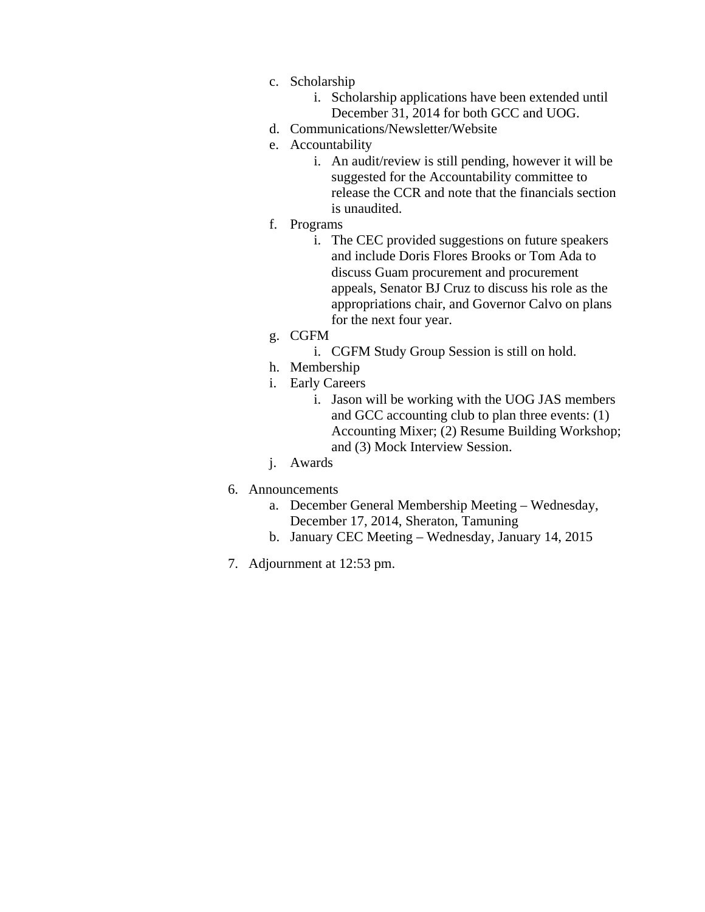c. Scholarship
    i. Scholarship applications have been extended until December 31, 2014 for both GCC and UOG.

d. Communications/Newsletter/Website

e. Accountability
    i. An audit/review is still pending, however it will be suggested for the Accountability committee to release the CCR and note that the financials section is unaudited.

f. Programs
    i. The CEC provided suggestions on future speakers and include Doris Flores Brooks or Tom Ada to discuss Guam procurement and procurement appeals, Senator BJ Cruz to discuss his role as the appropriations chair, and Governor Calvo on plans for the next four year.

g. CGFM
    i. CGFM Study Group Session is still on hold.

h. Membership

i. Early Careers
    i. Jason will be working with the UOG JAS members and GCC accounting club to plan three events: (1) Accounting Mixer; (2) Resume Building Workshop; and (3) Mock Interview Session.

j. Awards

6. Announcements
    a. December General Membership Meeting – Wednesday, December 17, 2014, Sheraton, Tamuning
    b. January CEC Meeting – Wednesday, January 14, 2015

7. Adjournment at 12:53 pm.